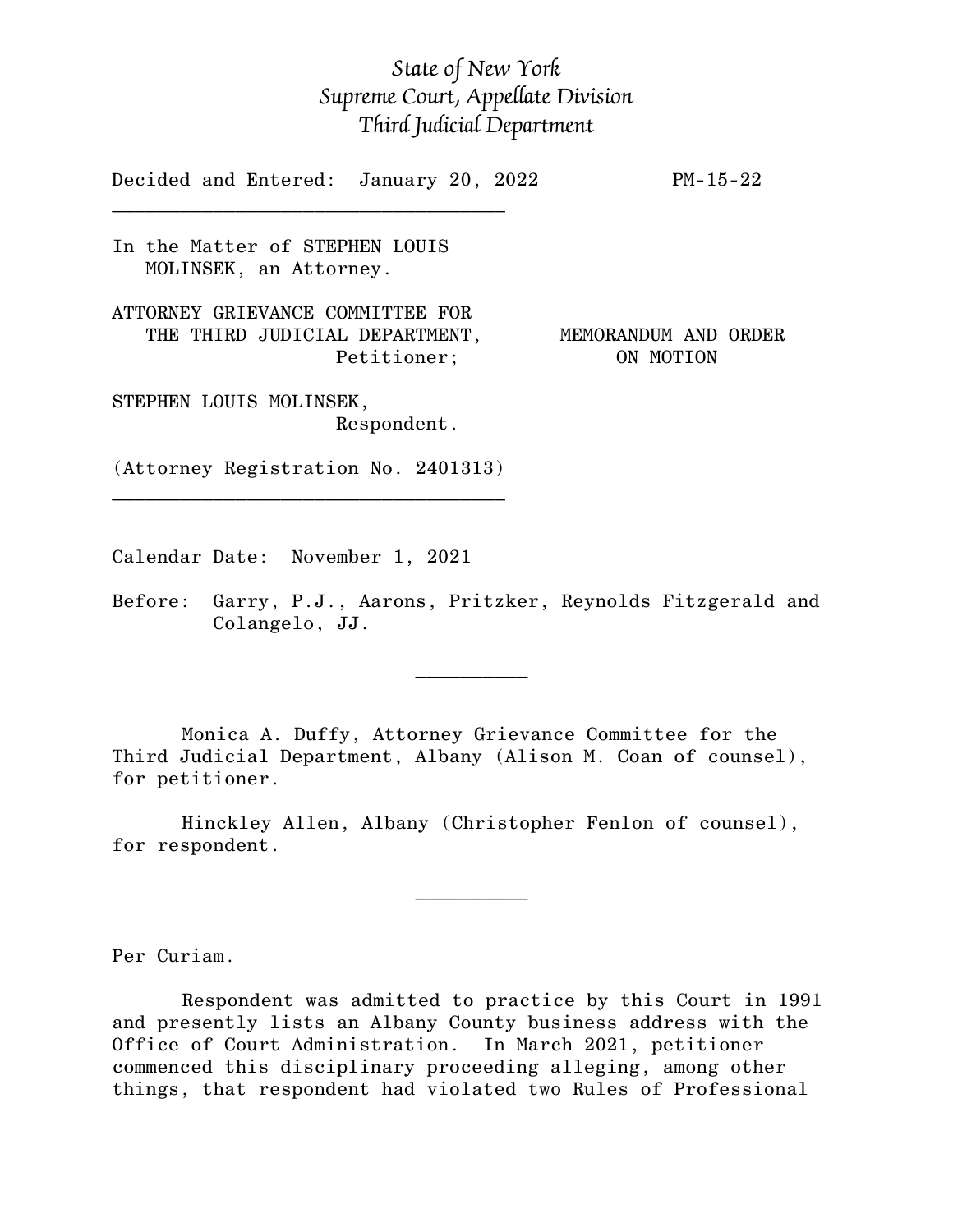*State of New York*
*Supreme Court, Appellate Division*
*Third Judicial Department*

Decided and Entered: January 20, 2022 PM-15-22

---

In the Matter of STEPHEN LOUIS MOLINSEK, an Attorney.

ATTORNEY GRIEVANCE COMMITTEE FOR THE THIRD JUDICIAL DEPARTMENT, Petitioner;

STEPHEN LOUIS MOLINSEK, Respondent.

(Attorney Registration No. 2401313)

MEMORANDUM AND ORDER ON MOTION

---

Calendar Date: November 1, 2021

Before: Garry, P.J., Aarons, Pritzker, Reynolds Fitzgerald and Colangelo, JJ.

---

Monica A. Duffy, Attorney Grievance Committee for the Third Judicial Department, Albany (Alison M. Coan of counsel), for petitioner.

Hinckley Allen, Albany (Christopher Fenlon of counsel), for respondent.

---

Per Curiam.

Respondent was admitted to practice by this Court in 1991 and presently lists an Albany County business address with the Office of Court Administration. In March 2021, petitioner commenced this disciplinary proceeding alleging, among other things, that respondent had violated two Rules of Professional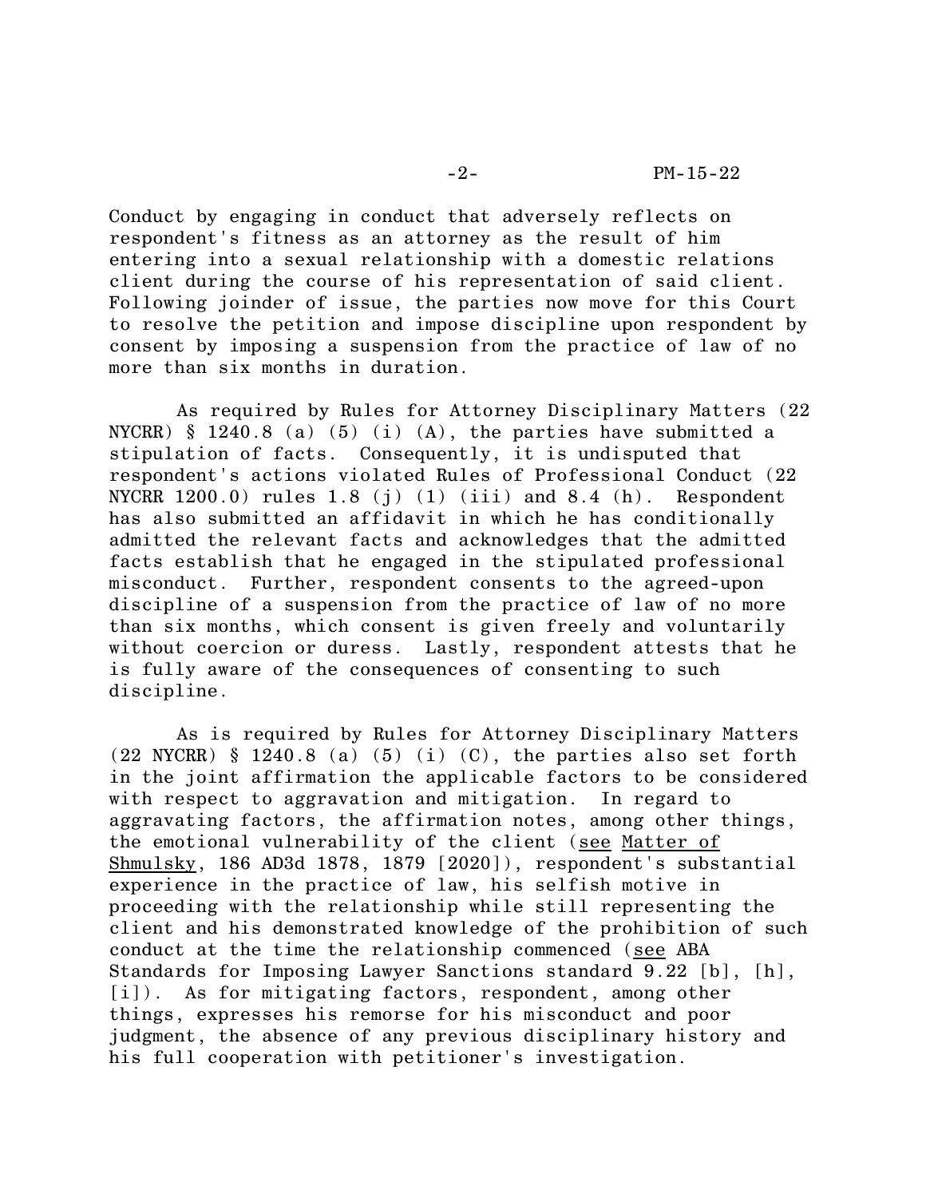Conduct by engaging in conduct that adversely reflects on respondent's fitness as an attorney as the result of him entering into a sexual relationship with a domestic relations client during the course of his representation of said client. Following joinder of issue, the parties now move for this Court to resolve the petition and impose discipline upon respondent by consent by imposing a suspension from the practice of law of no more than six months in duration.

As required by Rules for Attorney Disciplinary Matters (22 NYCRR) § 1240.8 (a) (5) (i) (A), the parties have submitted a stipulation of facts. Consequently, it is undisputed that respondent's actions violated Rules of Professional Conduct (22 NYCRR 1200.0) rules 1.8 (j) (1) (iii) and 8.4 (h). Respondent has also submitted an affidavit in which he has conditionally admitted the relevant facts and acknowledges that the admitted facts establish that he engaged in the stipulated professional misconduct. Further, respondent consents to the agreed-upon discipline of a suspension from the practice of law of no more than six months, which consent is given freely and voluntarily without coercion or duress. Lastly, respondent attests that he is fully aware of the consequences of consenting to such discipline.

As is required by Rules for Attorney Disciplinary Matters (22 NYCRR) § 1240.8 (a) (5) (i) (C), the parties also set forth in the joint affirmation the applicable factors to be considered with respect to aggravation and mitigation. In regard to aggravating factors, the affirmation notes, among other things, the emotional vulnerability of the client (see Matter of Shmulsky, 186 AD3d 1878, 1879 [2020]), respondent's substantial experience in the practice of law, his selfish motive in proceeding with the relationship while still representing the client and his demonstrated knowledge of the prohibition of such conduct at the time the relationship commenced (see ABA Standards for Imposing Lawyer Sanctions standard 9.22 [b], [h], [i]). As for mitigating factors, respondent, among other things, expresses his remorse for his misconduct and poor judgment, the absence of any previous disciplinary history and his full cooperation with petitioner's investigation.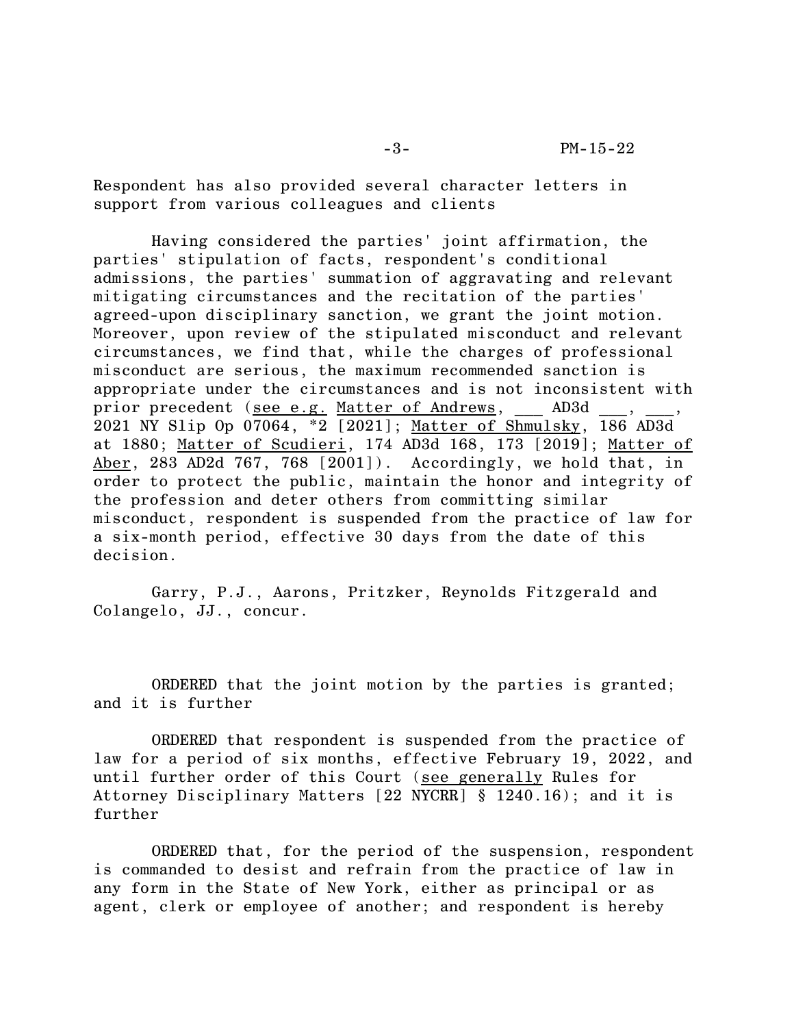Respondent has also provided several character letters in support from various colleagues and clients

Having considered the parties' joint affirmation, the parties' stipulation of facts, respondent's conditional admissions, the parties' summation of aggravating and relevant mitigating circumstances and the recitation of the parties' agreed-upon disciplinary sanction, we grant the joint motion. Moreover, upon review of the stipulated misconduct and relevant circumstances, we find that, while the charges of professional misconduct are serious, the maximum recommended sanction is appropriate under the circumstances and is not inconsistent with prior precedent (see e.g. Matter of Andrews, ___ AD3d ___, ___, 2021 NY Slip Op 07064, *2 [2021]; Matter of Shmulsky, 186 AD3d at 1880; Matter of Scudieri, 174 AD3d 168, 173 [2019]; Matter of Aber, 283 AD2d 767, 768 [2001]). Accordingly, we hold that, in order to protect the public, maintain the honor and integrity of the profession and deter others from committing similar misconduct, respondent is suspended from the practice of law for a six-month period, effective 30 days from the date of this decision.

Garry, P.J., Aarons, Pritzker, Reynolds Fitzgerald and Colangelo, JJ., concur.

ORDERED that the joint motion by the parties is granted; and it is further

ORDERED that respondent is suspended from the practice of law for a period of six months, effective February 19, 2022, and until further order of this Court (see generally Rules for Attorney Disciplinary Matters [22 NYCRR] § 1240.16); and it is further

ORDERED that, for the period of the suspension, respondent is commanded to desist and refrain from the practice of law in any form in the State of New York, either as principal or as agent, clerk or employee of another; and respondent is hereby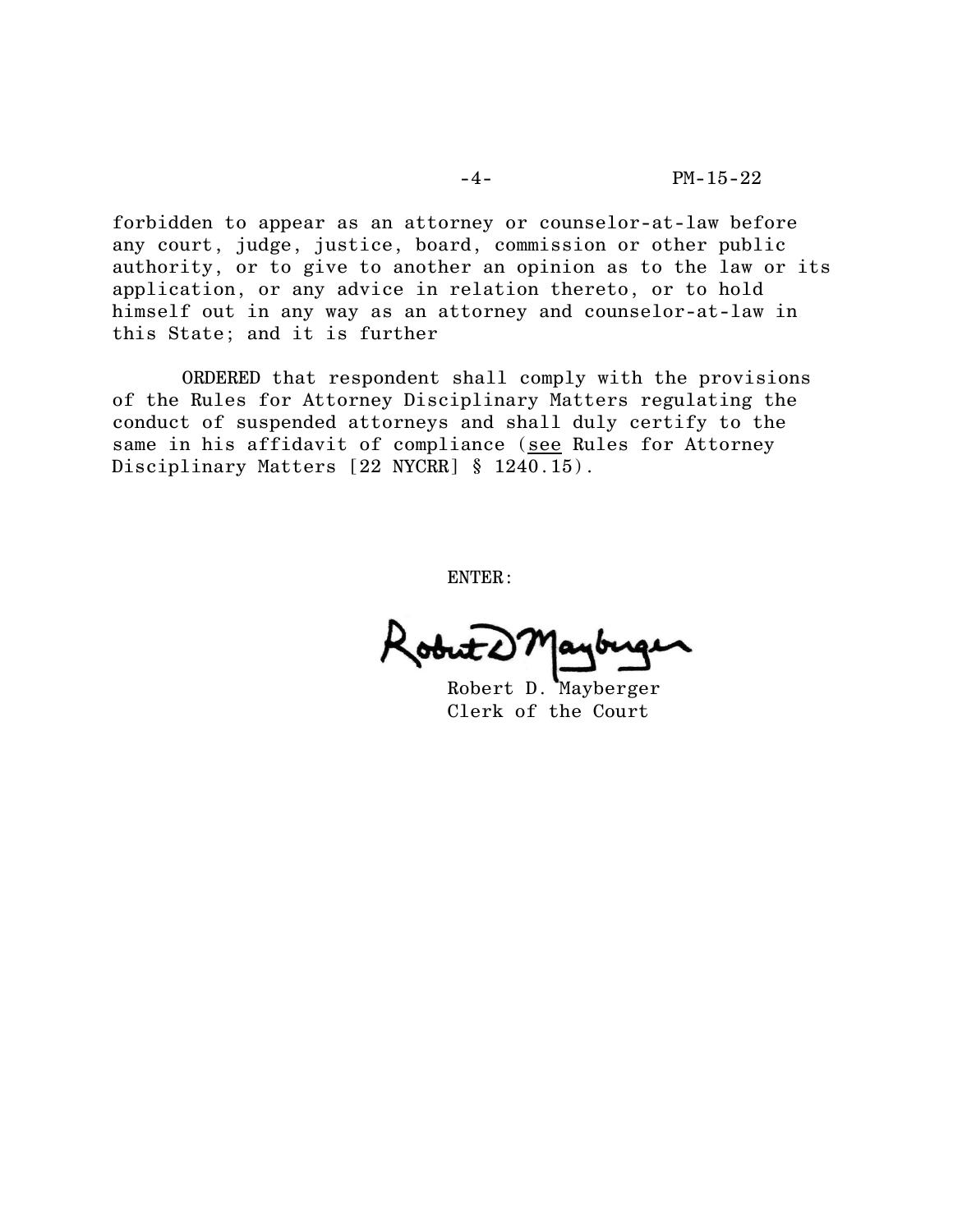forbidden to appear as an attorney or counselor-at-law before any court, judge, justice, board, commission or other public authority, or to give to another an opinion as to the law or its application, or any advice in relation thereto, or to hold himself out in any way as an attorney and counselor-at-law in this State; and it is further

ORDERED that respondent shall comply with the provisions of the Rules for Attorney Disciplinary Matters regulating the conduct of suspended attorneys and shall duly certify to the same in his affidavit of compliance (see Rules for Attorney Disciplinary Matters [22 NYCRR] § 1240.15).

ENTER:

Robert D. Mayberger
Clerk of the Court